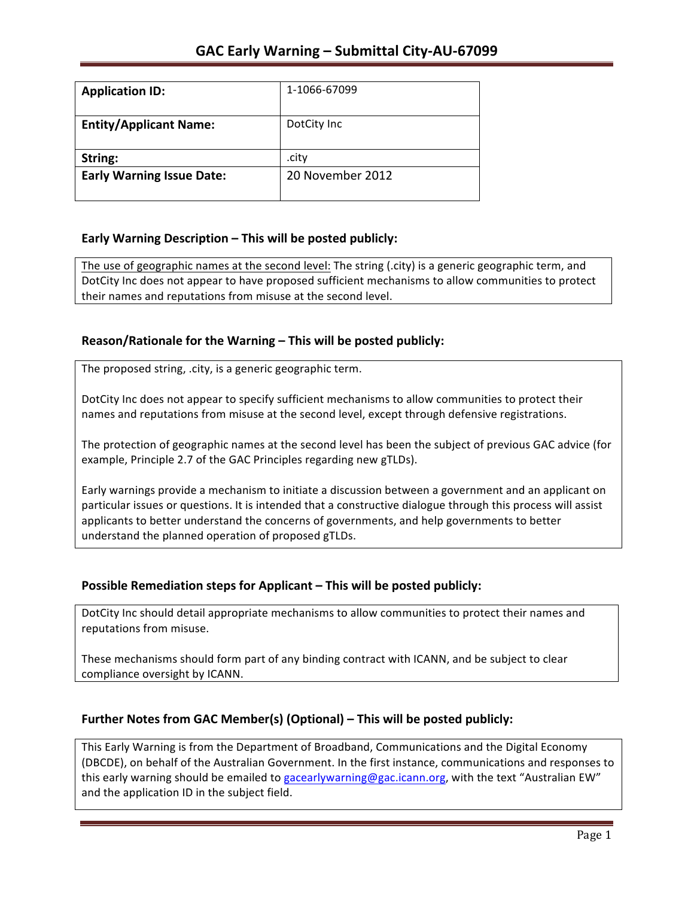# GAC Early Warning – Submittal City-AU-67099

| Application ID: | 1-1066-67099 |
|---|---|
| Entity/Applicant Name: | DotCity Inc |
| String: | .city |
| Early Warning Issue Date: | 20 November 2012 |

## Early Warning Description – This will be posted publicly:

The use of geographic names at the second level: The string (.city) is a generic geographic term, and DotCity Inc does not appear to have proposed sufficient mechanisms to allow communities to protect their names and reputations from misuse at the second level.

## Reason/Rationale for the Warning – This will be posted publicly:

The proposed string, .city, is a generic geographic term.

DotCity Inc does not appear to specify sufficient mechanisms to allow communities to protect their names and reputations from misuse at the second level, except through defensive registrations.

The protection of geographic names at the second level has been the subject of previous GAC advice (for example, Principle 2.7 of the GAC Principles regarding new gTLDs).

Early warnings provide a mechanism to initiate a discussion between a government and an applicant on particular issues or questions. It is intended that a constructive dialogue through this process will assist applicants to better understand the concerns of governments, and help governments to better understand the planned operation of proposed gTLDs.

## Possible Remediation steps for Applicant – This will be posted publicly:

DotCity Inc should detail appropriate mechanisms to allow communities to protect their names and reputations from misuse.

These mechanisms should form part of any binding contract with ICANN, and be subject to clear compliance oversight by ICANN.

## Further Notes from GAC Member(s) (Optional) – This will be posted publicly:

This Early Warning is from the Department of Broadband, Communications and the Digital Economy (DBCDE), on behalf of the Australian Government. In the first instance, communications and responses to this early warning should be emailed to gacearlywarning@gac.icann.org, with the text "Australian EW" and the application ID in the subject field.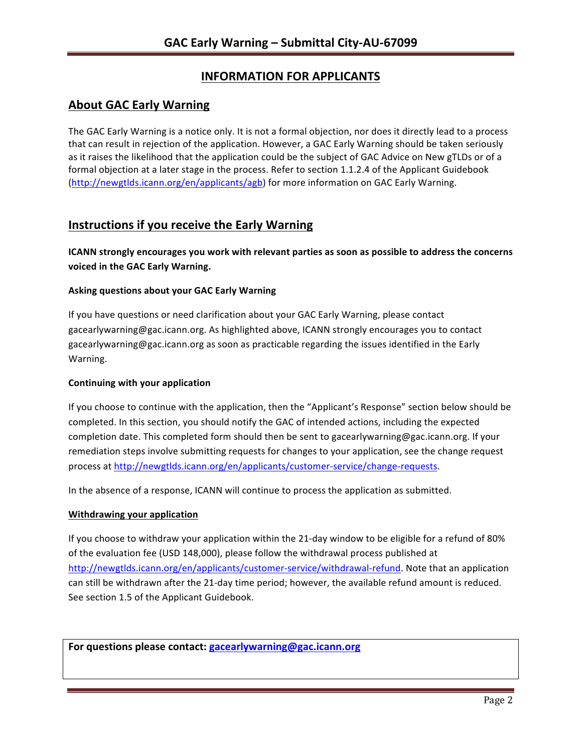# INFORMATION FOR APPLICANTS

## About GAC Early Warning

The GAC Early Warning is a notice only. It is not a formal objection, nor does it directly lead to a process that can result in rejection of the application. However, a GAC Early Warning should be taken seriously as it raises the likelihood that the application could be the subject of GAC Advice on New gTLDs or of a formal objection at a later stage in the process. Refer to section 1.1.2.4 of the Applicant Guidebook (http://newgtlds.icann.org/en/applicants/agb) for more information on GAC Early Warning.

## Instructions if you receive the Early Warning

**ICANN strongly encourages you work with relevant parties as soon as possible to address the concerns voiced in the GAC Early Warning.**

### Asking questions about your GAC Early Warning

If you have questions or need clarification about your GAC Early Warning, please contact gacearlywarning@gac.icann.org. As highlighted above, ICANN strongly encourages you to contact gacearlywarning@gac.icann.org as soon as practicable regarding the issues identified in the Early Warning.

### Continuing with your application

If you choose to continue with the application, then the "Applicant's Response" section below should be completed. In this section, you should notify the GAC of intended actions, including the expected completion date. This completed form should then be sent to gacearlywarning@gac.icann.org. If your remediation steps involve submitting requests for changes to your application, see the change request process at http://newgtlds.icann.org/en/applicants/customer-service/change-requests.

In the absence of a response, ICANN will continue to process the application as submitted.

### Withdrawing your application

If you choose to withdraw your application within the 21-day window to be eligible for a refund of 80% of the evaluation fee (USD 148,000), please follow the withdrawal process published at http://newgtlds.icann.org/en/applicants/customer-service/withdrawal-refund. Note that an application can still be withdrawn after the 21-day time period; however, the available refund amount is reduced. See section 1.5 of the Applicant Guidebook.

**For questions please contact: gacearlywarning@gac.icann.org**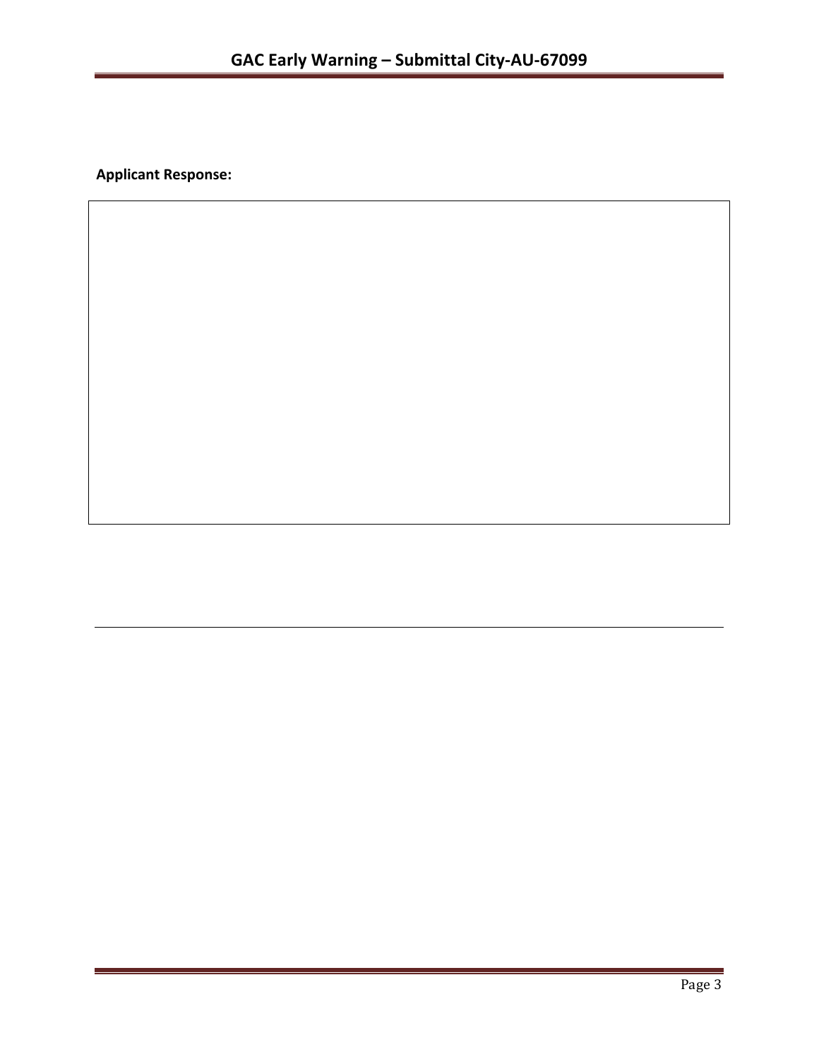**Applicant Response:**